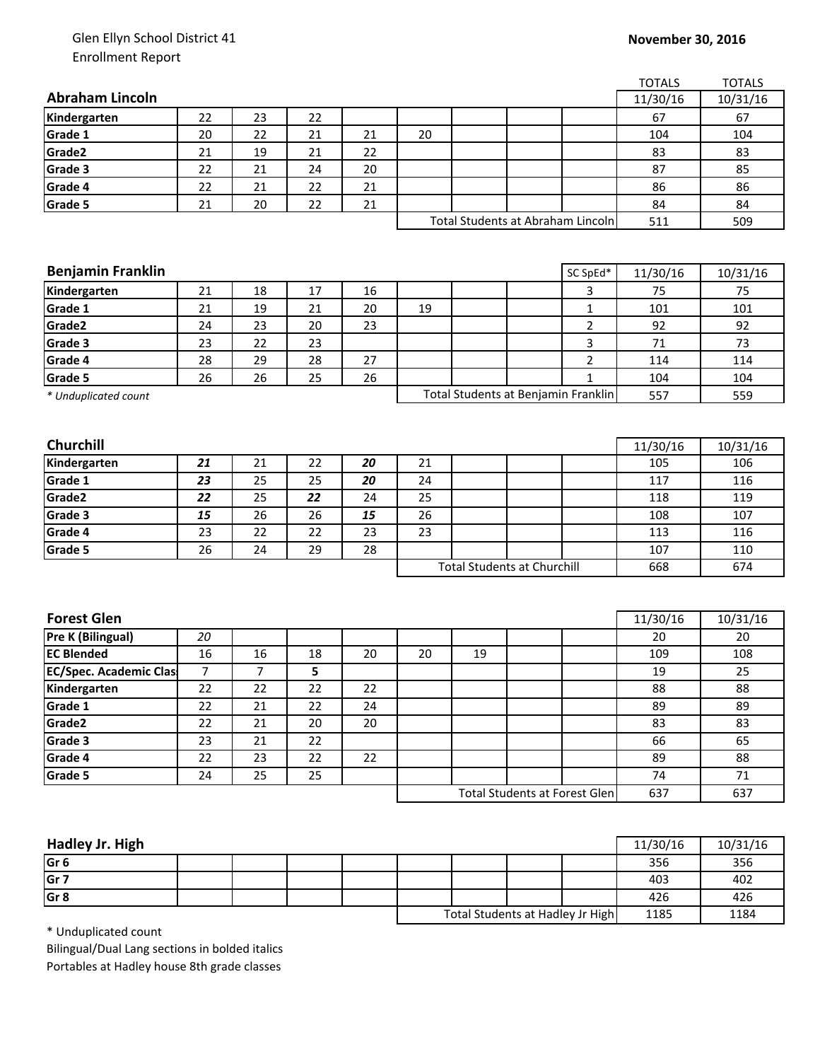Glen Ellyn School District 41
Enrollment Report

**November 30, 2016**

| **Abraham Lincoln** | | | | | | | | | TOTALS 11/30/16 | TOTALS 10/31/16 |
|---|---|---|---|---|---|---|---|---|---|---|
| **Kindergarten** | 22 | 23 | 22 | | | | | | 67 | 67 |
| **Grade 1** | 20 | 22 | 21 | 21 | 20 | | | | 104 | 104 |
| **Grade2** | 21 | 19 | 21 | 22 | | | | | 83 | 83 |
| **Grade 3** | 22 | 21 | 24 | 20 | | | | | 87 | 85 |
| **Grade 4** | 22 | 21 | 22 | 21 | | | | | 86 | 86 |
| **Grade 5** | 21 | 20 | 22 | 21 | | | | | 84 | 84 |
| | | | | | Total Students at Abraham Lincoln | | | | 511 | 509 |

| **Benjamin Franklin** | | | | | | | | SC SpEd* | 11/30/16 | 10/31/16 |
|---|---|---|---|---|---|---|---|---|---|---|
| **Kindergarten** | 21 | 18 | 17 | 16 | | | | 3 | 75 | 75 |
| **Grade 1** | 21 | 19 | 21 | 20 | 19 | | | 1 | 101 | 101 |
| **Grade2** | 24 | 23 | 20 | 23 | | | | 2 | 92 | 92 |
| **Grade 3** | 23 | 22 | 23 | | | | | 3 | 71 | 73 |
| **Grade 4** | 28 | 29 | 28 | 27 | | | | 2 | 114 | 114 |
| **Grade 5** | 26 | 26 | 25 | 26 | | | | 1 | 104 | 104 |
| *\* Unduplicated count* | | | | | Total Students at Benjamin Franklin | | | | 557 | 559 |

| **Churchill** | | | | | | | | | 11/30/16 | 10/31/16 |
|---|---|---|---|---|---|---|---|---|---|---|
| **Kindergarten** | ***21*** | 21 | 22 | ***20*** | 21 | | | | 105 | 106 |
| **Grade 1** | ***23*** | 25 | 25 | ***20*** | 24 | | | | 117 | 116 |
| **Grade2** | ***22*** | 25 | ***22*** | 24 | 25 | | | | 118 | 119 |
| **Grade 3** | ***15*** | 26 | 26 | ***15*** | 26 | | | | 108 | 107 |
| **Grade 4** | 23 | 22 | 22 | 23 | 23 | | | | 113 | 116 |
| **Grade 5** | 26 | 24 | 29 | 28 | | | | | 107 | 110 |
| | | | | | Total Students at Churchill | | | | 668 | 674 |

| **Forest Glen** | | | | | | | | | 11/30/16 | 10/31/16 |
|---|---|---|---|---|---|---|---|---|---|---|
| **Pre K (Bilingual)** | *20* | | | | | | | | 20 | 20 |
| **EC Blended** | 16 | 16 | 18 | 20 | 20 | 19 | | | 109 | 108 |
| **EC/Spec. Academic Clas** | 7 | 7 | **5** | | | | | | 19 | 25 |
| **Kindergarten** | 22 | 22 | 22 | 22 | | | | | 88 | 88 |
| **Grade 1** | 22 | 21 | 22 | 24 | | | | | 89 | 89 |
| **Grade2** | 22 | 21 | 20 | 20 | | | | | 83 | 83 |
| **Grade 3** | 23 | 21 | 22 | | | | | | 66 | 65 |
| **Grade 4** | 22 | 23 | 22 | 22 | | | | | 89 | 88 |
| **Grade 5** | 24 | 25 | 25 | | | | | | 74 | 71 |
| | | | | | Total Students at Forest Glen | | | | 637 | 637 |

| **Hadley Jr. High** | | | | | | | | | 11/30/16 | 10/31/16 |
|---|---|---|---|---|---|---|---|---|---|---|
| **Gr 6** | | | | | | | | | 356 | 356 |
| **Gr 7** | | | | | | | | | 403 | 402 |
| **Gr 8** | | | | | | | | | 426 | 426 |
| | | | | | Total Students at Hadley Jr High | | | | 1185 | 1184 |

\* Unduplicated count
Bilingual/Dual Lang sections in bolded italics
Portables at Hadley house 8th grade classes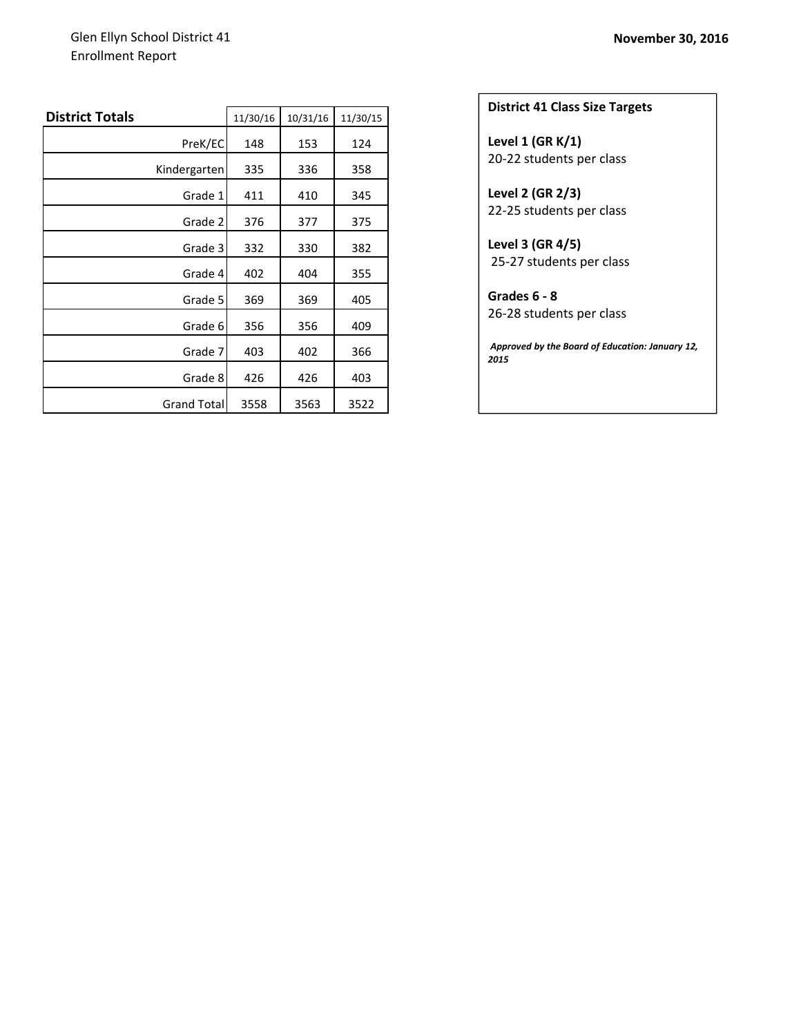Glen Ellyn School District 41
Enrollment Report

**November 30, 2016**

| **District Totals** | 11/30/16 | 10/31/16 | 11/30/15 |
|---|---|---|---|
| PreK/EC | 148 | 153 | 124 |
| Kindergarten | 335 | 336 | 358 |
| Grade 1 | 411 | 410 | 345 |
| Grade 2 | 376 | 377 | 375 |
| Grade 3 | 332 | 330 | 382 |
| Grade 4 | 402 | 404 | 355 |
| Grade 5 | 369 | 369 | 405 |
| Grade 6 | 356 | 356 | 409 |
| Grade 7 | 403 | 402 | 366 |
| Grade 8 | 426 | 426 | 403 |
| Grand Total | 3558 | 3563 | 3522 |

**District 41 Class Size Targets**

**Level 1 (GR K/1)**
20-22 students per class

**Level 2 (GR 2/3)**
22-25 students per class

**Level 3 (GR 4/5)**
25-27 students per class

**Grades 6 - 8**
26-28 students per class

***Approved by the Board of Education: January 12, 2015***